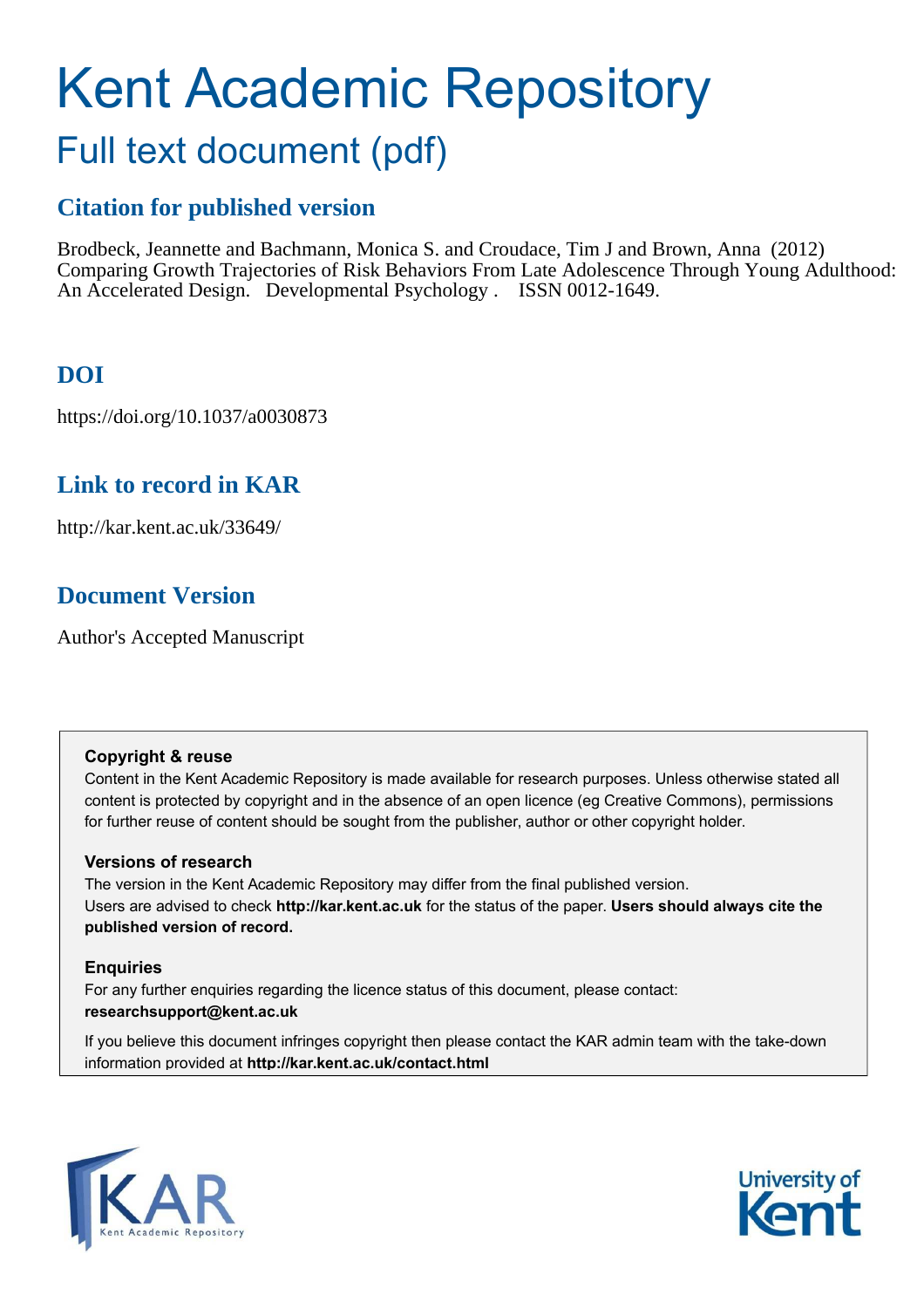# Kent Academic Repository

## Full text document (pdf)

### Citation for published version

Brodbeck, Jeannette and Bachmann, Monica S. and Croudace, Tim J and Brown, Anna (2012) Comparing Growth Trajectories of Risk Behaviors From Late Adolescence Through Young Adulthood: An Accelerated Design. Developmental Psychology . ISSN 0012-1649.

### DOI

https://doi.org/10.1037/a0030873

### Link to record in KAR

http://kar.kent.ac.uk/33649/

### Document Version

Author's Accepted Manuscript

**Copyright & reuse**

Content in the Kent Academic Repository is made available for research purposes. Unless otherwise stated all content is protected by copyright and in the absence of an open licence (eg Creative Commons), permissions for further reuse of content should be sought from the publisher, author or other copyright holder.

**Versions of research**

The version in the Kent Academic Repository may differ from the final published version. Users are advised to check **http://kar.kent.ac.uk** for the status of the paper. **Users should always cite the published version of record.**

**Enquiries**

For any further enquiries regarding the licence status of this document, please contact: **researchsupport@kent.ac.uk**

If you believe this document infringes copyright then please contact the KAR admin team with the take-down information provided at **http://kar.kent.ac.uk/contact.html**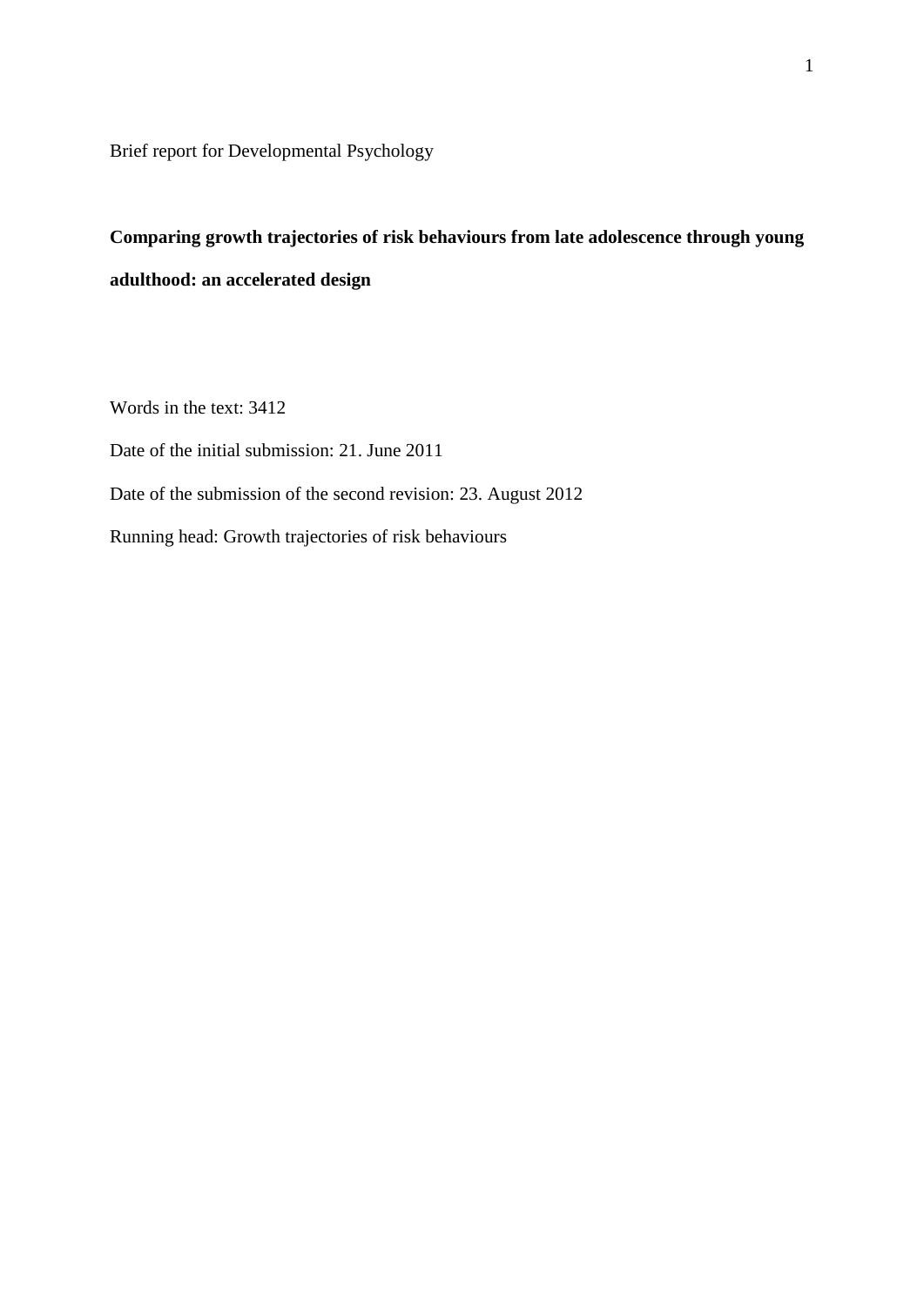Brief report for Developmental Psychology

**Comparing growth trajectories of risk behaviours from late adolescence through young adulthood: an accelerated design**

Words in the text: 3412

Date of the initial submission: 21. June 2011

Date of the submission of the second revision: 23. August 2012

Running head: Growth trajectories of risk behaviours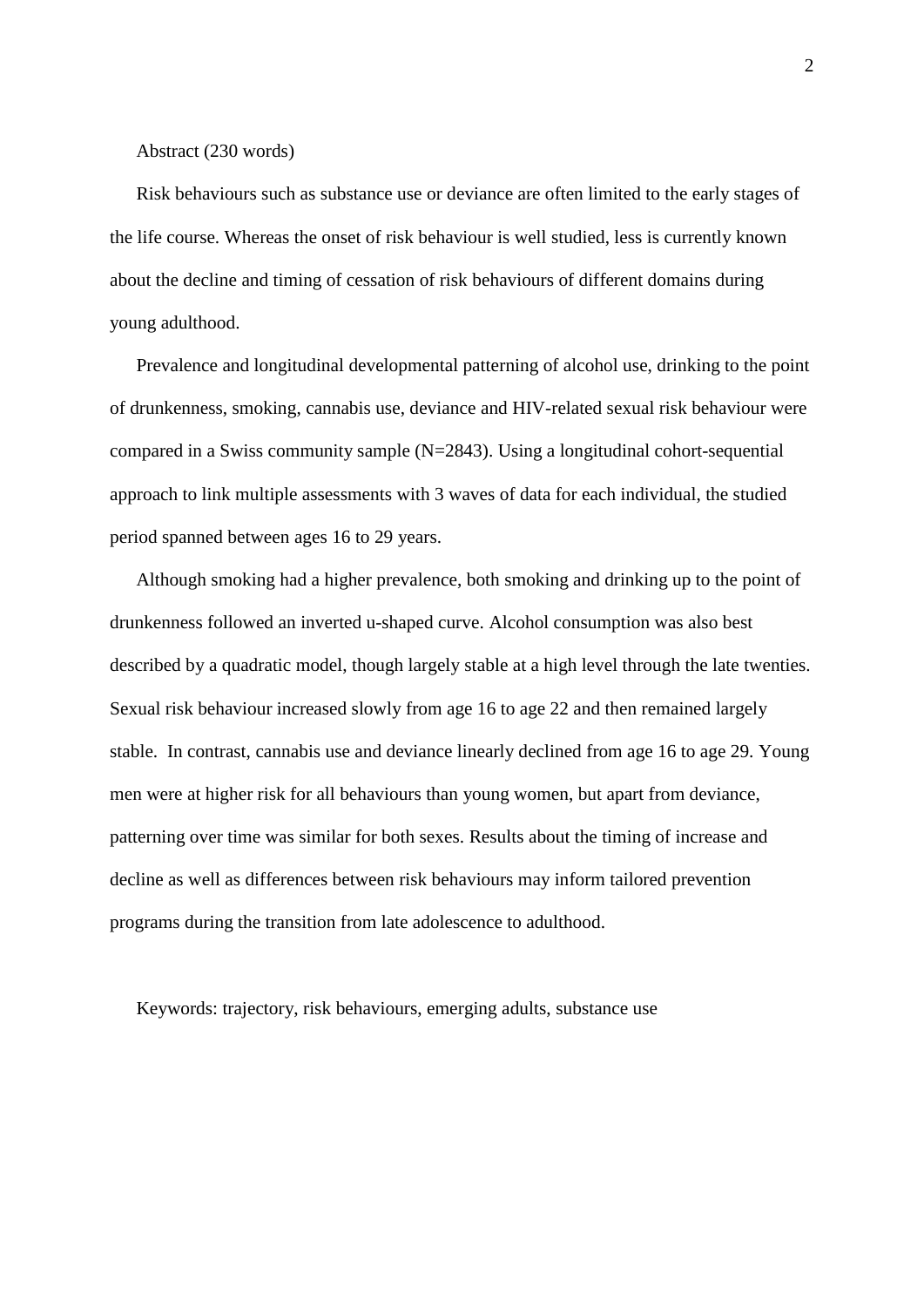Abstract (230 words)

Risk behaviours such as substance use or deviance are often limited to the early stages of the life course. Whereas the onset of risk behaviour is well studied, less is currently known about the decline and timing of cessation of risk behaviours of different domains during young adulthood.

Prevalence and longitudinal developmental patterning of alcohol use, drinking to the point of drunkenness, smoking, cannabis use, deviance and HIV-related sexual risk behaviour were compared in a Swiss community sample (N=2843). Using a longitudinal cohort-sequential approach to link multiple assessments with 3 waves of data for each individual, the studied period spanned between ages 16 to 29 years.

Although smoking had a higher prevalence, both smoking and drinking up to the point of drunkenness followed an inverted u-shaped curve. Alcohol consumption was also best described by a quadratic model, though largely stable at a high level through the late twenties. Sexual risk behaviour increased slowly from age 16 to age 22 and then remained largely stable. In contrast, cannabis use and deviance linearly declined from age 16 to age 29. Young men were at higher risk for all behaviours than young women, but apart from deviance, patterning over time was similar for both sexes. Results about the timing of increase and decline as well as differences between risk behaviours may inform tailored prevention programs during the transition from late adolescence to adulthood.

Keywords: trajectory, risk behaviours, emerging adults, substance use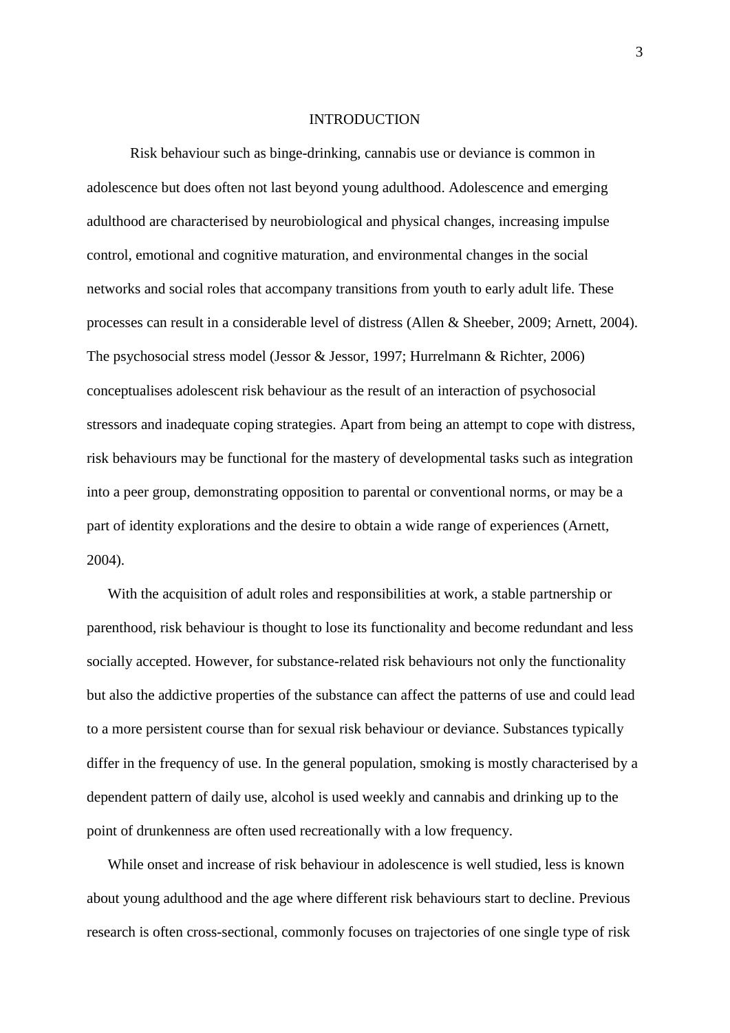# INTRODUCTION

Risk behaviour such as binge-drinking, cannabis use or deviance is common in adolescence but does often not last beyond young adulthood. Adolescence and emerging adulthood are characterised by neurobiological and physical changes, increasing impulse control, emotional and cognitive maturation, and environmental changes in the social networks and social roles that accompany transitions from youth to early adult life. These processes can result in a considerable level of distress (Allen & Sheeber, 2009; Arnett, 2004). The psychosocial stress model (Jessor & Jessor, 1997; Hurrelmann & Richter, 2006) conceptualises adolescent risk behaviour as the result of an interaction of psychosocial stressors and inadequate coping strategies. Apart from being an attempt to cope with distress, risk behaviours may be functional for the mastery of developmental tasks such as integration into a peer group, demonstrating opposition to parental or conventional norms, or may be a part of identity explorations and the desire to obtain a wide range of experiences (Arnett, 2004).

With the acquisition of adult roles and responsibilities at work, a stable partnership or parenthood, risk behaviour is thought to lose its functionality and become redundant and less socially accepted. However, for substance-related risk behaviours not only the functionality but also the addictive properties of the substance can affect the patterns of use and could lead to a more persistent course than for sexual risk behaviour or deviance. Substances typically differ in the frequency of use. In the general population, smoking is mostly characterised by a dependent pattern of daily use, alcohol is used weekly and cannabis and drinking up to the point of drunkenness are often used recreationally with a low frequency.

While onset and increase of risk behaviour in adolescence is well studied, less is known about young adulthood and the age where different risk behaviours start to decline. Previous research is often cross-sectional, commonly focuses on trajectories of one single type of risk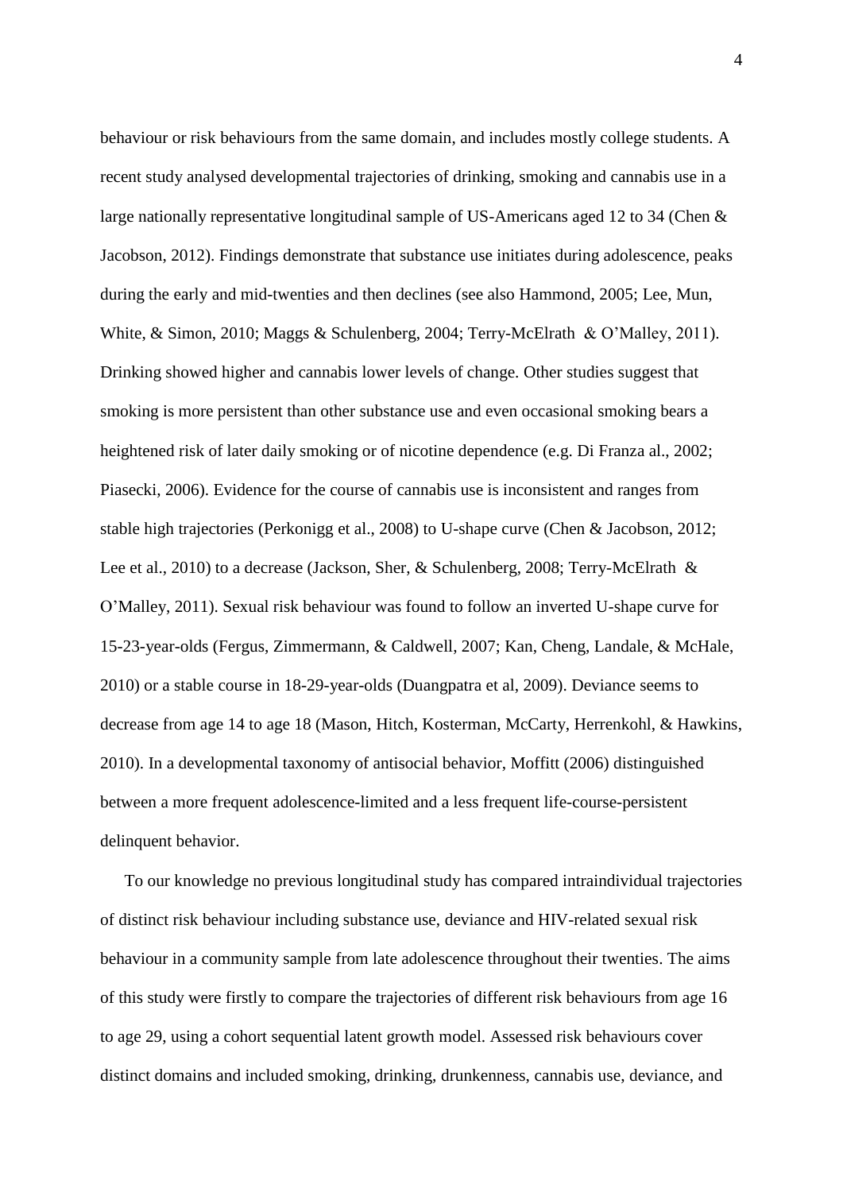behaviour or risk behaviours from the same domain, and includes mostly college students. A recent study analysed developmental trajectories of drinking, smoking and cannabis use in a large nationally representative longitudinal sample of US-Americans aged 12 to 34 (Chen & Jacobson, 2012). Findings demonstrate that substance use initiates during adolescence, peaks during the early and mid-twenties and then declines (see also Hammond, 2005; Lee, Mun, White, & Simon, 2010; Maggs & Schulenberg, 2004; Terry-McElrath & O'Malley, 2011). Drinking showed higher and cannabis lower levels of change. Other studies suggest that smoking is more persistent than other substance use and even occasional smoking bears a heightened risk of later daily smoking or of nicotine dependence (e.g. Di Franza al., 2002; Piasecki, 2006). Evidence for the course of cannabis use is inconsistent and ranges from stable high trajectories (Perkonigg et al., 2008) to U-shape curve (Chen & Jacobson, 2012; Lee et al., 2010) to a decrease (Jackson, Sher, & Schulenberg, 2008; Terry-McElrath & O'Malley, 2011). Sexual risk behaviour was found to follow an inverted U-shape curve for 15-23-year-olds (Fergus, Zimmermann, & Caldwell, 2007; Kan, Cheng, Landale, & McHale, 2010) or a stable course in 18-29-year-olds (Duangpatra et al, 2009). Deviance seems to decrease from age 14 to age 18 (Mason, Hitch, Kosterman, McCarty, Herrenkohl, & Hawkins, 2010). In a developmental taxonomy of antisocial behavior, Moffitt (2006) distinguished between a more frequent adolescence-limited and a less frequent life-course-persistent delinquent behavior.

To our knowledge no previous longitudinal study has compared intraindividual trajectories of distinct risk behaviour including substance use, deviance and HIV-related sexual risk behaviour in a community sample from late adolescence throughout their twenties. The aims of this study were firstly to compare the trajectories of different risk behaviours from age 16 to age 29, using a cohort sequential latent growth model. Assessed risk behaviours cover distinct domains and included smoking, drinking, drunkenness, cannabis use, deviance, and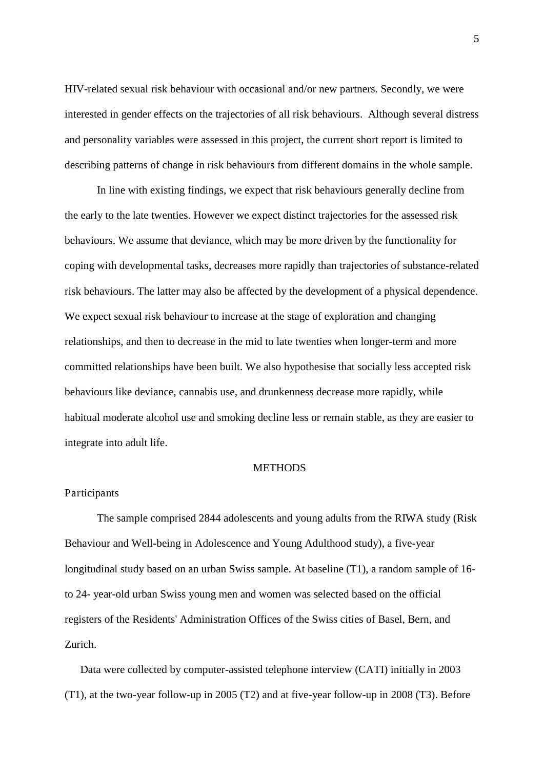HIV-related sexual risk behaviour with occasional and/or new partners. Secondly, we were interested in gender effects on the trajectories of all risk behaviours. Although several distress and personality variables were assessed in this project, the current short report is limited to describing patterns of change in risk behaviours from different domains in the whole sample.

In line with existing findings, we expect that risk behaviours generally decline from the early to the late twenties. However we expect distinct trajectories for the assessed risk behaviours. We assume that deviance, which may be more driven by the functionality for coping with developmental tasks, decreases more rapidly than trajectories of substance-related risk behaviours. The latter may also be affected by the development of a physical dependence. We expect sexual risk behaviour to increase at the stage of exploration and changing relationships, and then to decrease in the mid to late twenties when longer-term and more committed relationships have been built. We also hypothesise that socially less accepted risk behaviours like deviance, cannabis use, and drunkenness decrease more rapidly, while habitual moderate alcohol use and smoking decline less or remain stable, as they are easier to integrate into adult life.

## METHODS

### Participants

The sample comprised 2844 adolescents and young adults from the RIWA study (Risk Behaviour and Well-being in Adolescence and Young Adulthood study), a five-year longitudinal study based on an urban Swiss sample. At baseline (T1), a random sample of 16- to 24- year-old urban Swiss young men and women was selected based on the official registers of the Residents' Administration Offices of the Swiss cities of Basel, Bern, and Zurich.

Data were collected by computer-assisted telephone interview (CATI) initially in 2003 (T1), at the two-year follow-up in 2005 (T2) and at five-year follow-up in 2008 (T3). Before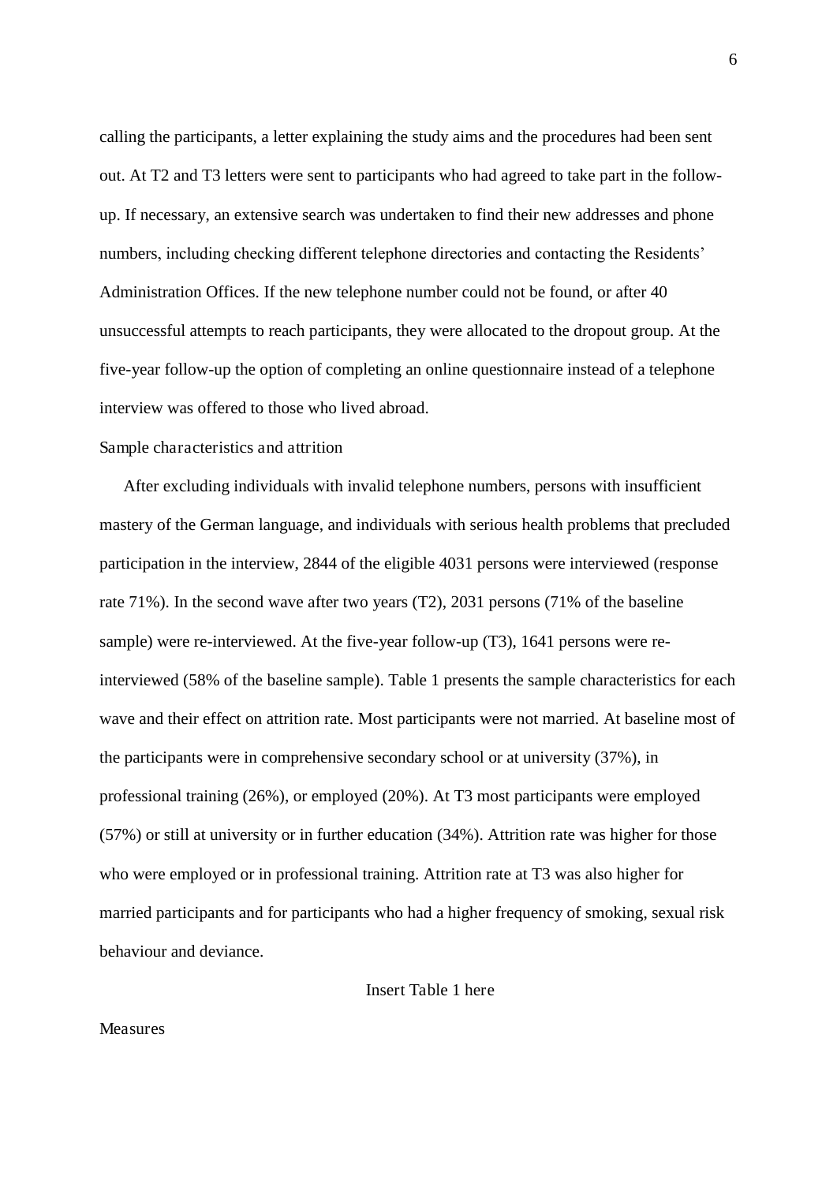calling the participants, a letter explaining the study aims and the procedures had been sent out. At T2 and T3 letters were sent to participants who had agreed to take part in the follow-up. If necessary, an extensive search was undertaken to find their new addresses and phone numbers, including checking different telephone directories and contacting the Residents' Administration Offices. If the new telephone number could not be found, or after 40 unsuccessful attempts to reach participants, they were allocated to the dropout group. At the five-year follow-up the option of completing an online questionnaire instead of a telephone interview was offered to those who lived abroad.

### Sample characteristics and attrition

After excluding individuals with invalid telephone numbers, persons with insufficient mastery of the German language, and individuals with serious health problems that precluded participation in the interview, 2844 of the eligible 4031 persons were interviewed (response rate 71%). In the second wave after two years (T2), 2031 persons (71% of the baseline sample) were re-interviewed. At the five-year follow-up (T3), 1641 persons were re-interviewed (58% of the baseline sample). Table 1 presents the sample characteristics for each wave and their effect on attrition rate. Most participants were not married. At baseline most of the participants were in comprehensive secondary school or at university (37%), in professional training (26%), or employed (20%). At T3 most participants were employed (57%) or still at university or in further education (34%). Attrition rate was higher for those who were employed or in professional training. Attrition rate at T3 was also higher for married participants and for participants who had a higher frequency of smoking, sexual risk behaviour and deviance.

Insert Table 1 here

### Measures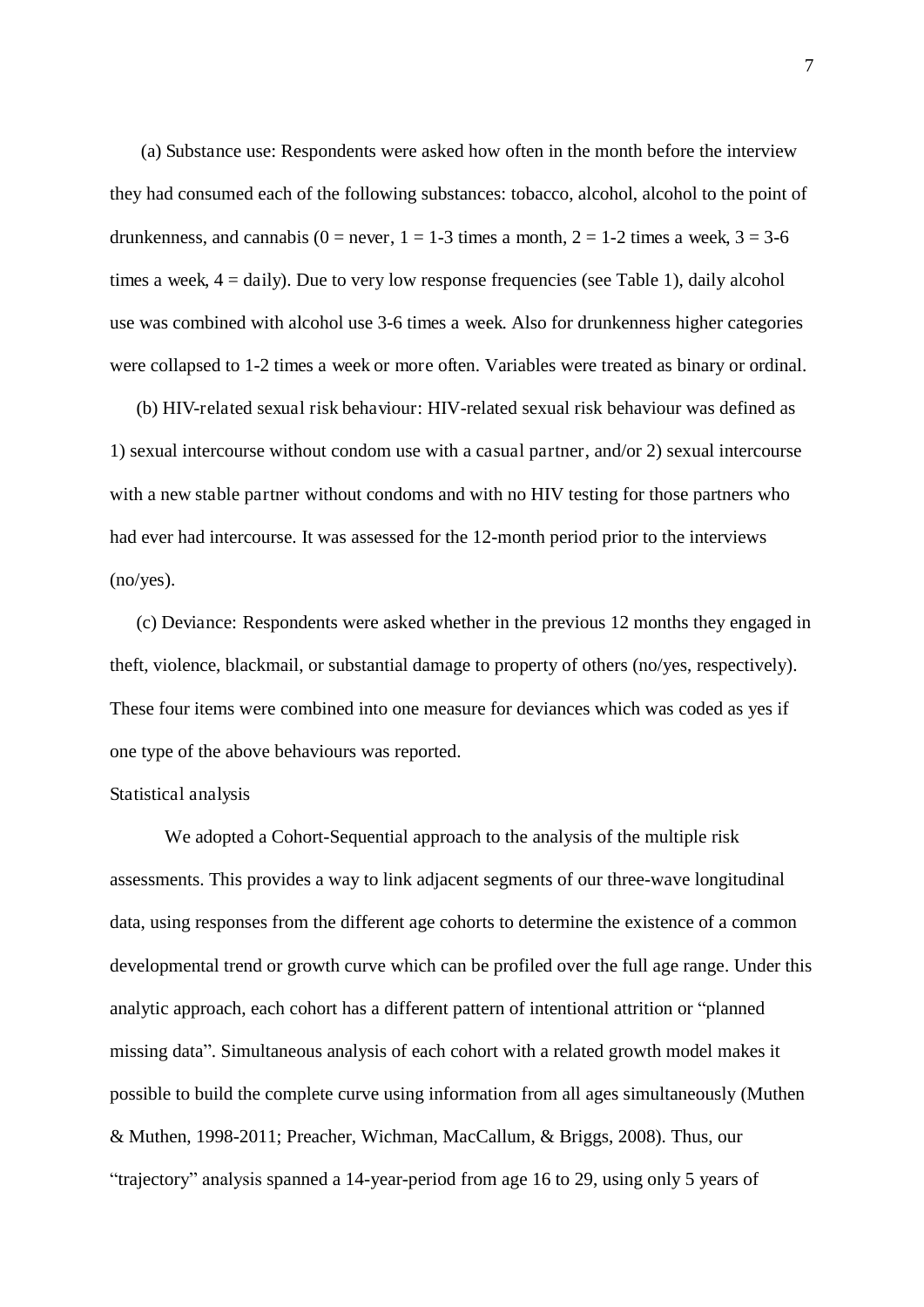(a) Substance use: Respondents were asked how often in the month before the interview they had consumed each of the following substances: tobacco, alcohol, alcohol to the point of drunkenness, and cannabis (0 = never, 1 = 1-3 times a month, 2 = 1-2 times a week, 3 = 3-6 times a week, 4 = daily). Due to very low response frequencies (see Table 1), daily alcohol use was combined with alcohol use 3-6 times a week. Also for drunkenness higher categories were collapsed to 1-2 times a week or more often. Variables were treated as binary or ordinal.

(b) HIV-related sexual risk behaviour: HIV-related sexual risk behaviour was defined as 1) sexual intercourse without condom use with a casual partner, and/or 2) sexual intercourse with a new stable partner without condoms and with no HIV testing for those partners who had ever had intercourse. It was assessed for the 12-month period prior to the interviews (no/yes).

(c) Deviance: Respondents were asked whether in the previous 12 months they engaged in theft, violence, blackmail, or substantial damage to property of others (no/yes, respectively). These four items were combined into one measure for deviances which was coded as yes if one type of the above behaviours was reported.

Statistical analysis

We adopted a Cohort-Sequential approach to the analysis of the multiple risk assessments. This provides a way to link adjacent segments of our three-wave longitudinal data, using responses from the different age cohorts to determine the existence of a common developmental trend or growth curve which can be profiled over the full age range. Under this analytic approach, each cohort has a different pattern of intentional attrition or "planned missing data". Simultaneous analysis of each cohort with a related growth model makes it possible to build the complete curve using information from all ages simultaneously (Muthen & Muthen, 1998-2011; Preacher, Wichman, MacCallum, & Briggs, 2008). Thus, our "trajectory" analysis spanned a 14-year-period from age 16 to 29, using only 5 years of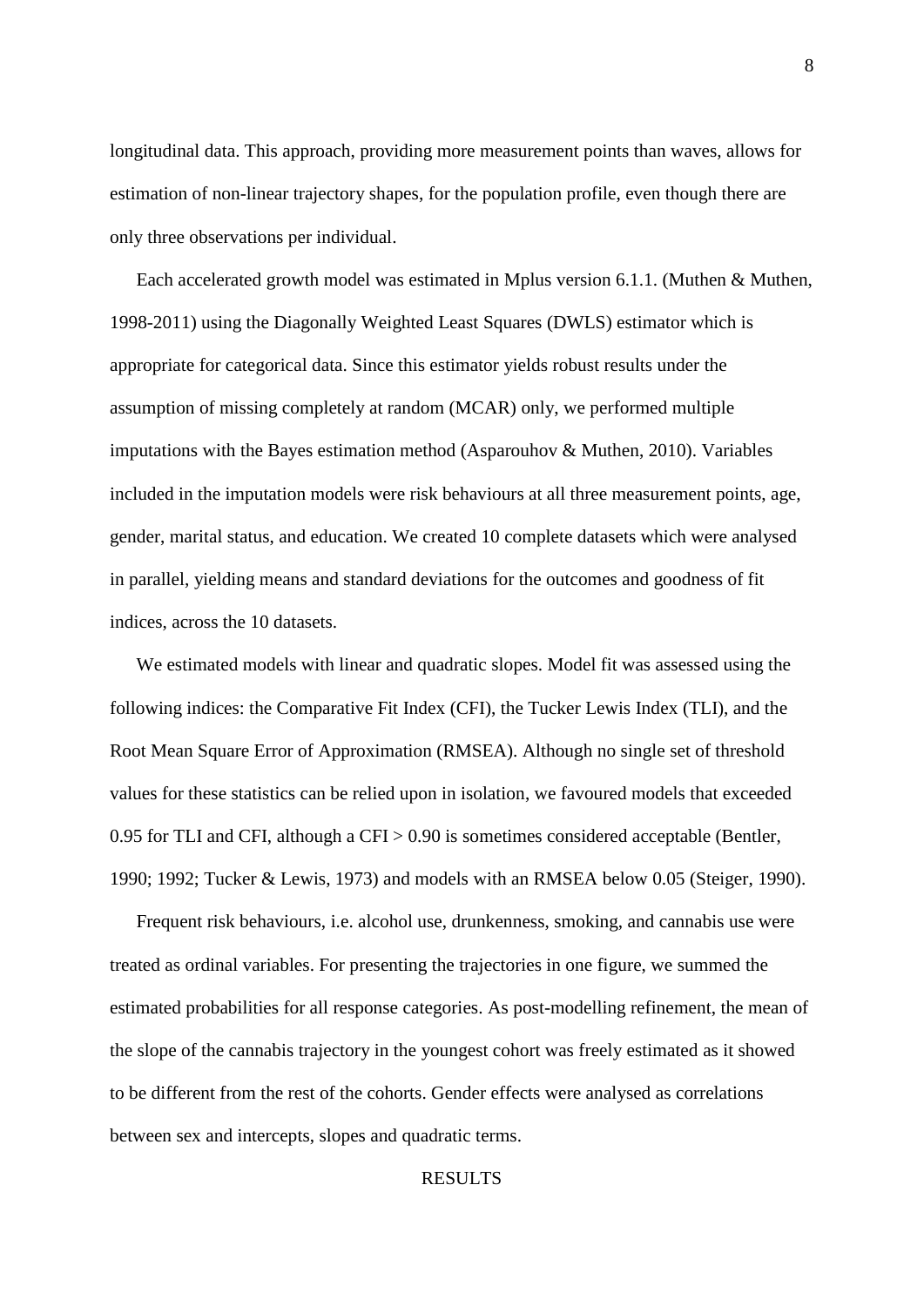longitudinal data. This approach, providing more measurement points than waves, allows for estimation of non-linear trajectory shapes, for the population profile, even though there are only three observations per individual.

Each accelerated growth model was estimated in Mplus version 6.1.1. (Muthen & Muthen, 1998-2011) using the Diagonally Weighted Least Squares (DWLS) estimator which is appropriate for categorical data. Since this estimator yields robust results under the assumption of missing completely at random (MCAR) only, we performed multiple imputations with the Bayes estimation method (Asparouhov & Muthen, 2010). Variables included in the imputation models were risk behaviours at all three measurement points, age, gender, marital status, and education. We created 10 complete datasets which were analysed in parallel, yielding means and standard deviations for the outcomes and goodness of fit indices, across the 10 datasets.

We estimated models with linear and quadratic slopes. Model fit was assessed using the following indices: the Comparative Fit Index (CFI), the Tucker Lewis Index (TLI), and the Root Mean Square Error of Approximation (RMSEA). Although no single set of threshold values for these statistics can be relied upon in isolation, we favoured models that exceeded 0.95 for TLI and CFI, although a CFI > 0.90 is sometimes considered acceptable (Bentler, 1990; 1992; Tucker & Lewis, 1973) and models with an RMSEA below 0.05 (Steiger, 1990).

Frequent risk behaviours, i.e. alcohol use, drunkenness, smoking, and cannabis use were treated as ordinal variables. For presenting the trajectories in one figure, we summed the estimated probabilities for all response categories. As post-modelling refinement, the mean of the slope of the cannabis trajectory in the youngest cohort was freely estimated as it showed to be different from the rest of the cohorts. Gender effects were analysed as correlations between sex and intercepts, slopes and quadratic terms.

## RESULTS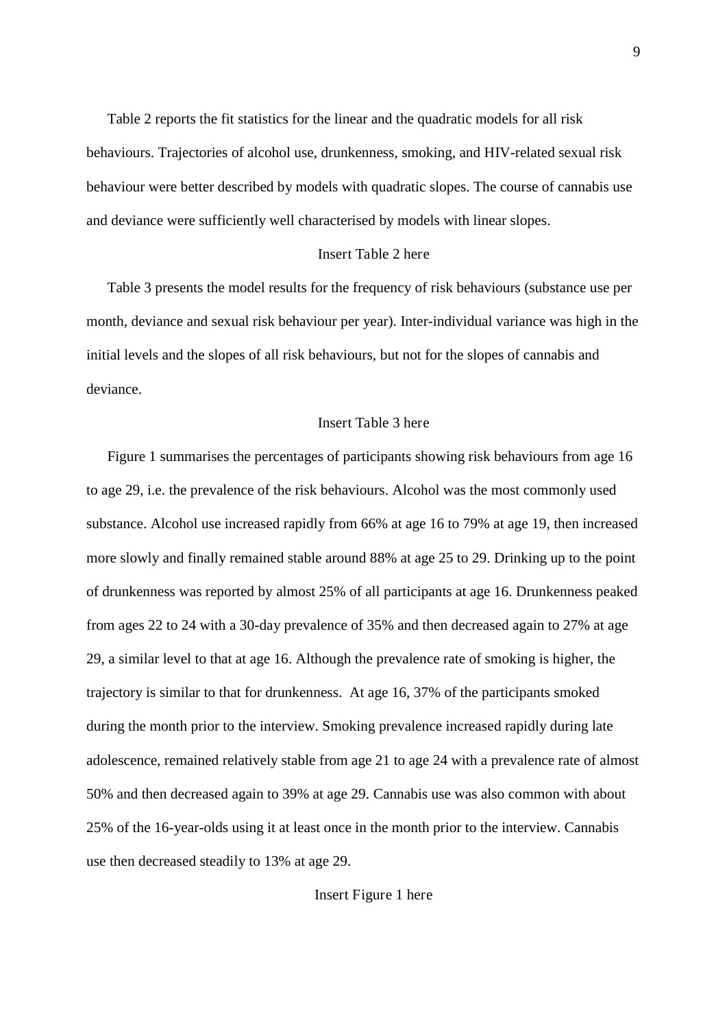Table 2 reports the fit statistics for the linear and the quadratic models for all risk behaviours. Trajectories of alcohol use, drunkenness, smoking, and HIV-related sexual risk behaviour were better described by models with quadratic slopes. The course of cannabis use and deviance were sufficiently well characterised by models with linear slopes.

Insert Table 2 here

Table 3 presents the model results for the frequency of risk behaviours (substance use per month, deviance and sexual risk behaviour per year). Inter-individual variance was high in the initial levels and the slopes of all risk behaviours, but not for the slopes of cannabis and deviance.

Insert Table 3 here

Figure 1 summarises the percentages of participants showing risk behaviours from age 16 to age 29, i.e. the prevalence of the risk behaviours. Alcohol was the most commonly used substance. Alcohol use increased rapidly from 66% at age 16 to 79% at age 19, then increased more slowly and finally remained stable around 88% at age 25 to 29. Drinking up to the point of drunkenness was reported by almost 25% of all participants at age 16. Drunkenness peaked from ages 22 to 24 with a 30-day prevalence of 35% and then decreased again to 27% at age 29, a similar level to that at age 16. Although the prevalence rate of smoking is higher, the trajectory is similar to that for drunkenness. At age 16, 37% of the participants smoked during the month prior to the interview. Smoking prevalence increased rapidly during late adolescence, remained relatively stable from age 21 to age 24 with a prevalence rate of almost 50% and then decreased again to 39% at age 29. Cannabis use was also common with about 25% of the 16-year-olds using it at least once in the month prior to the interview. Cannabis use then decreased steadily to 13% at age 29.

Insert Figure 1 here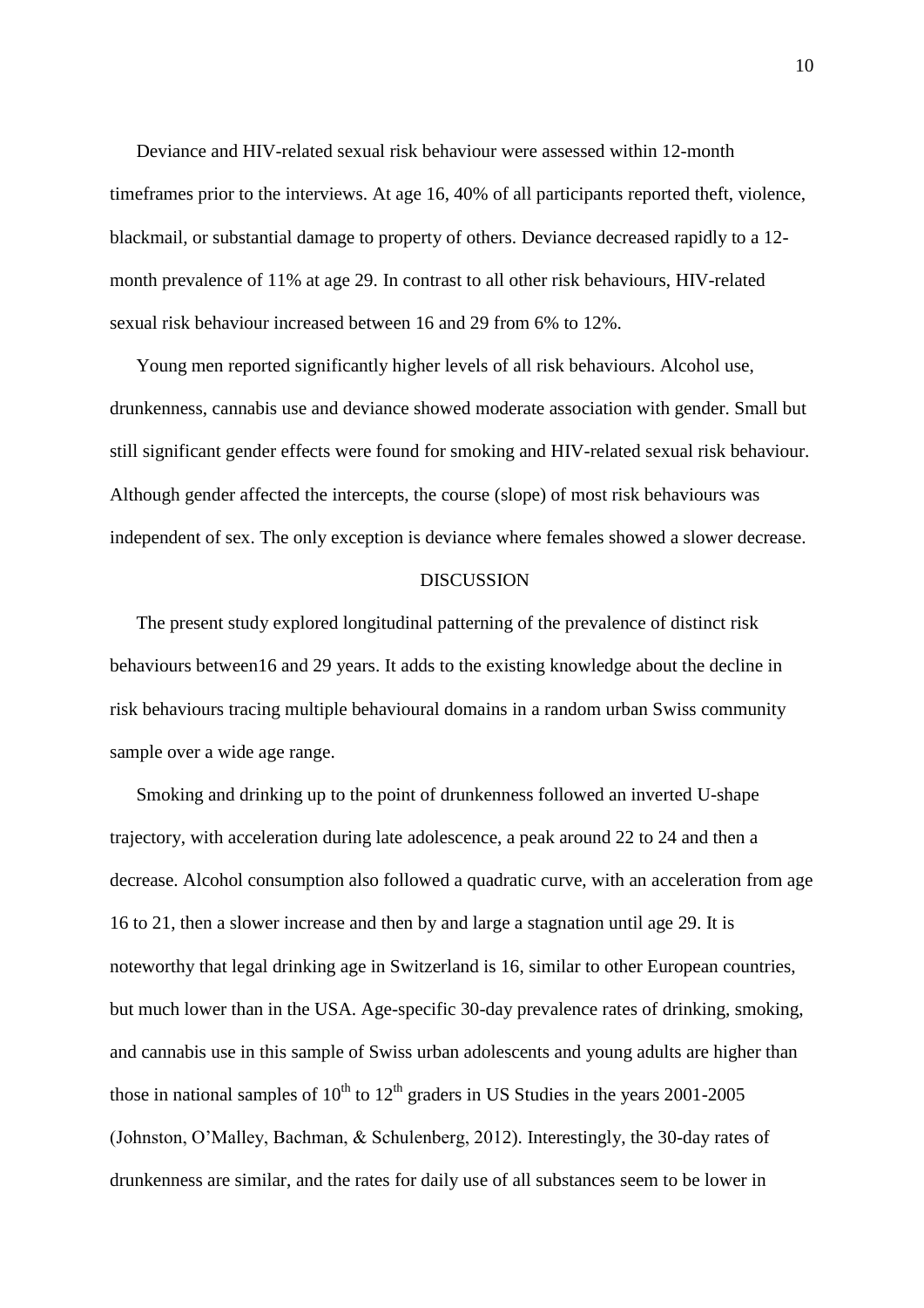Deviance and HIV-related sexual risk behaviour were assessed within 12-month timeframes prior to the interviews. At age 16, 40% of all participants reported theft, violence, blackmail, or substantial damage to property of others. Deviance decreased rapidly to a 12-month prevalence of 11% at age 29. In contrast to all other risk behaviours, HIV-related sexual risk behaviour increased between 16 and 29 from 6% to 12%.

Young men reported significantly higher levels of all risk behaviours. Alcohol use, drunkenness, cannabis use and deviance showed moderate association with gender. Small but still significant gender effects were found for smoking and HIV-related sexual risk behaviour. Although gender affected the intercepts, the course (slope) of most risk behaviours was independent of sex. The only exception is deviance where females showed a slower decrease.

## DISCUSSION

The present study explored longitudinal patterning of the prevalence of distinct risk behaviours between16 and 29 years. It adds to the existing knowledge about the decline in risk behaviours tracing multiple behavioural domains in a random urban Swiss community sample over a wide age range.

Smoking and drinking up to the point of drunkenness followed an inverted U-shape trajectory, with acceleration during late adolescence, a peak around 22 to 24 and then a decrease. Alcohol consumption also followed a quadratic curve, with an acceleration from age 16 to 21, then a slower increase and then by and large a stagnation until age 29. It is noteworthy that legal drinking age in Switzerland is 16, similar to other European countries, but much lower than in the USA. Age-specific 30-day prevalence rates of drinking, smoking, and cannabis use in this sample of Swiss urban adolescents and young adults are higher than those in national samples of 10th to 12th graders in US Studies in the years 2001-2005 (Johnston, O'Malley, Bachman, & Schulenberg, 2012). Interestingly, the 30-day rates of drunkenness are similar, and the rates for daily use of all substances seem to be lower in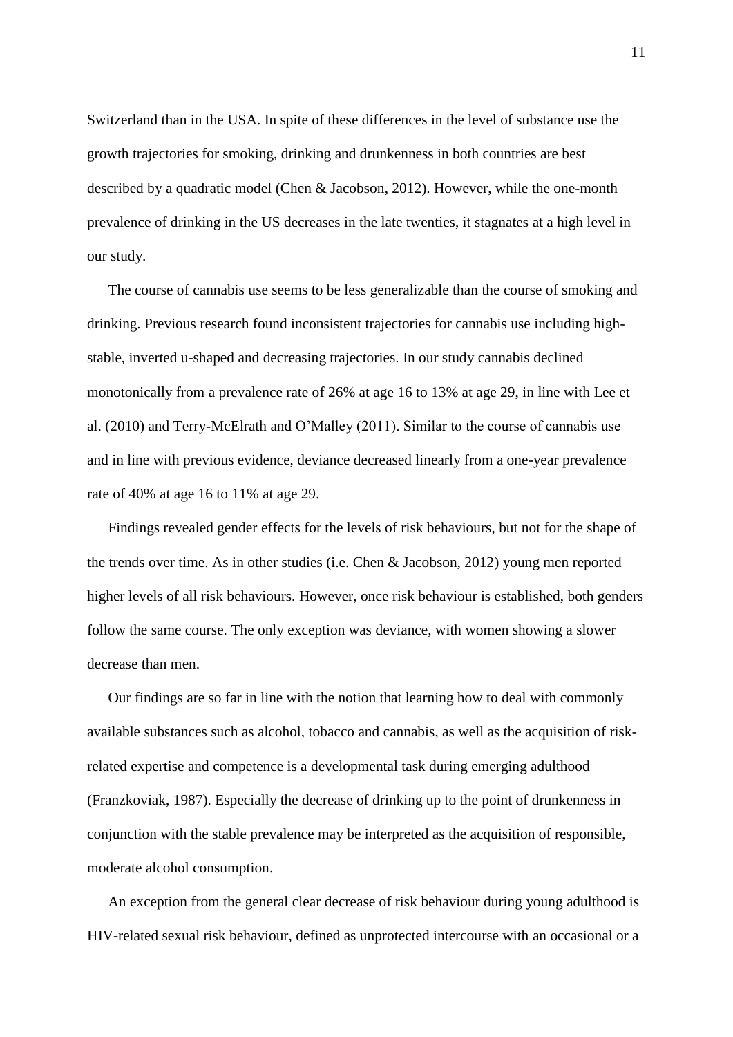Switzerland than in the USA. In spite of these differences in the level of substance use the growth trajectories for smoking, drinking and drunkenness in both countries are best described by a quadratic model (Chen & Jacobson, 2012). However, while the one-month prevalence of drinking in the US decreases in the late twenties, it stagnates at a high level in our study.

The course of cannabis use seems to be less generalizable than the course of smoking and drinking. Previous research found inconsistent trajectories for cannabis use including high-stable, inverted u-shaped and decreasing trajectories. In our study cannabis declined monotonically from a prevalence rate of 26% at age 16 to 13% at age 29, in line with Lee et al. (2010) and Terry-McElrath and O'Malley (2011). Similar to the course of cannabis use and in line with previous evidence, deviance decreased linearly from a one-year prevalence rate of 40% at age 16 to 11% at age 29.

Findings revealed gender effects for the levels of risk behaviours, but not for the shape of the trends over time. As in other studies (i.e. Chen & Jacobson, 2012) young men reported higher levels of all risk behaviours. However, once risk behaviour is established, both genders follow the same course. The only exception was deviance, with women showing a slower decrease than men.

Our findings are so far in line with the notion that learning how to deal with commonly available substances such as alcohol, tobacco and cannabis, as well as the acquisition of risk-related expertise and competence is a developmental task during emerging adulthood (Franzkoviak, 1987). Especially the decrease of drinking up to the point of drunkenness in conjunction with the stable prevalence may be interpreted as the acquisition of responsible, moderate alcohol consumption.

An exception from the general clear decrease of risk behaviour during young adulthood is HIV-related sexual risk behaviour, defined as unprotected intercourse with an occasional or a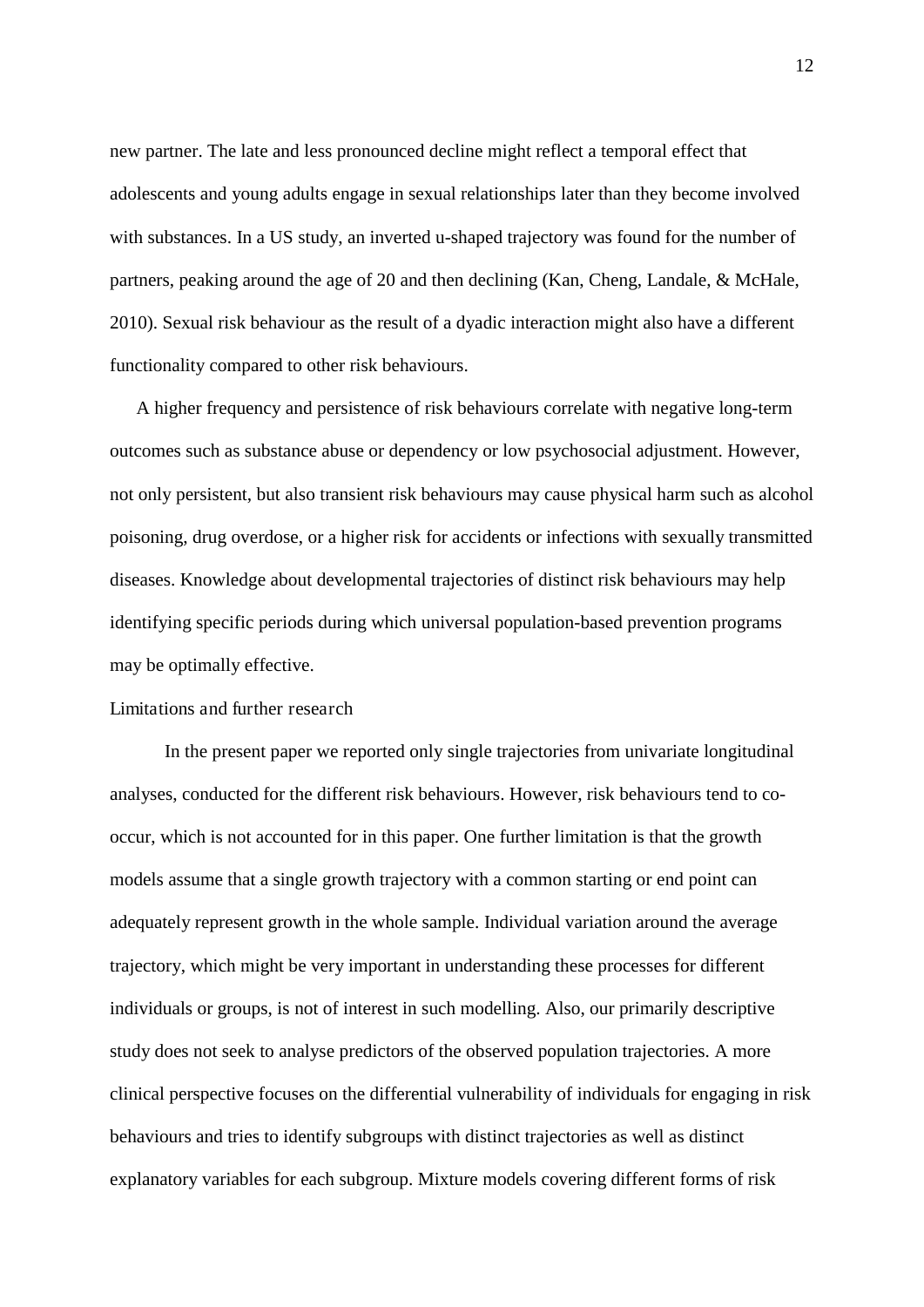new partner. The late and less pronounced decline might reflect a temporal effect that adolescents and young adults engage in sexual relationships later than they become involved with substances. In a US study, an inverted u-shaped trajectory was found for the number of partners, peaking around the age of 20 and then declining (Kan, Cheng, Landale, & McHale, 2010). Sexual risk behaviour as the result of a dyadic interaction might also have a different functionality compared to other risk behaviours.

A higher frequency and persistence of risk behaviours correlate with negative long-term outcomes such as substance abuse or dependency or low psychosocial adjustment. However, not only persistent, but also transient risk behaviours may cause physical harm such as alcohol poisoning, drug overdose, or a higher risk for accidents or infections with sexually transmitted diseases. Knowledge about developmental trajectories of distinct risk behaviours may help identifying specific periods during which universal population-based prevention programs may be optimally effective.

## Limitations and further research

In the present paper we reported only single trajectories from univariate longitudinal analyses, conducted for the different risk behaviours. However, risk behaviours tend to co-occur, which is not accounted for in this paper. One further limitation is that the growth models assume that a single growth trajectory with a common starting or end point can adequately represent growth in the whole sample. Individual variation around the average trajectory, which might be very important in understanding these processes for different individuals or groups, is not of interest in such modelling. Also, our primarily descriptive study does not seek to analyse predictors of the observed population trajectories. A more clinical perspective focuses on the differential vulnerability of individuals for engaging in risk behaviours and tries to identify subgroups with distinct trajectories as well as distinct explanatory variables for each subgroup. Mixture models covering different forms of risk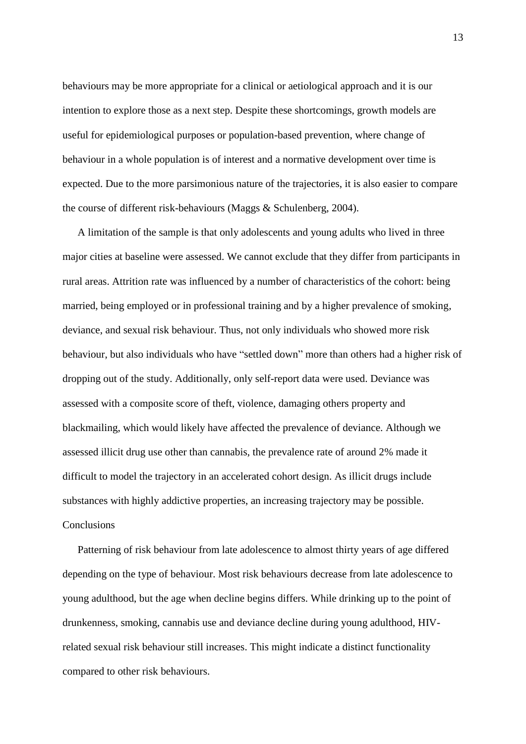behaviours may be more appropriate for a clinical or aetiological approach and it is our intention to explore those as a next step. Despite these shortcomings, growth models are useful for epidemiological purposes or population-based prevention, where change of behaviour in a whole population is of interest and a normative development over time is expected. Due to the more parsimonious nature of the trajectories, it is also easier to compare the course of different risk-behaviours (Maggs & Schulenberg, 2004).

A limitation of the sample is that only adolescents and young adults who lived in three major cities at baseline were assessed. We cannot exclude that they differ from participants in rural areas. Attrition rate was influenced by a number of characteristics of the cohort: being married, being employed or in professional training and by a higher prevalence of smoking, deviance, and sexual risk behaviour. Thus, not only individuals who showed more risk behaviour, but also individuals who have "settled down" more than others had a higher risk of dropping out of the study. Additionally, only self-report data were used. Deviance was assessed with a composite score of theft, violence, damaging others property and blackmailing, which would likely have affected the prevalence of deviance. Although we assessed illicit drug use other than cannabis, the prevalence rate of around 2% made it difficult to model the trajectory in an accelerated cohort design. As illicit drugs include substances with highly addictive properties, an increasing trajectory may be possible.

## Conclusions

Patterning of risk behaviour from late adolescence to almost thirty years of age differed depending on the type of behaviour. Most risk behaviours decrease from late adolescence to young adulthood, but the age when decline begins differs. While drinking up to the point of drunkenness, smoking, cannabis use and deviance decline during young adulthood, HIV-related sexual risk behaviour still increases. This might indicate a distinct functionality compared to other risk behaviours.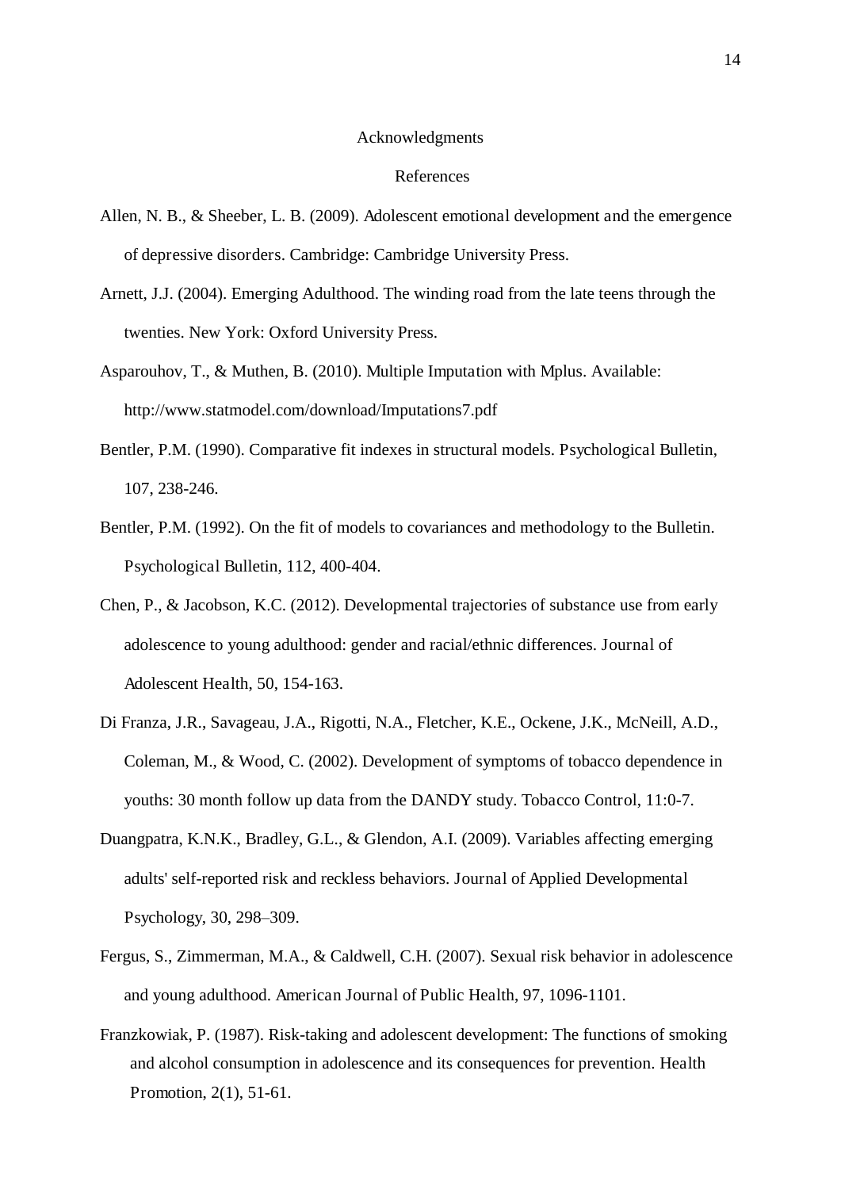## Acknowledgments

## References

Allen, N. B., & Sheeber, L. B. (2009). Adolescent emotional development and the emergence of depressive disorders. Cambridge: Cambridge University Press.

Arnett, J.J. (2004). Emerging Adulthood. The winding road from the late teens through the twenties. New York: Oxford University Press.

Asparouhov, T., & Muthen, B. (2010). Multiple Imputation with Mplus. Available: http://www.statmodel.com/download/Imputations7.pdf

Bentler, P.M. (1990). Comparative fit indexes in structural models. Psychological Bulletin, 107, 238-246.

Bentler, P.M. (1992). On the fit of models to covariances and methodology to the Bulletin. Psychological Bulletin, 112, 400-404.

Chen, P., & Jacobson, K.C. (2012). Developmental trajectories of substance use from early adolescence to young adulthood: gender and racial/ethnic differences. Journal of Adolescent Health, 50, 154-163.

Di Franza, J.R., Savageau, J.A., Rigotti, N.A., Fletcher, K.E., Ockene, J.K., McNeill, A.D., Coleman, M., & Wood, C. (2002). Development of symptoms of tobacco dependence in youths: 30 month follow up data from the DANDY study. Tobacco Control, 11:0-7.

Duangpatra, K.N.K., Bradley, G.L., & Glendon, A.I. (2009). Variables affecting emerging adults' self-reported risk and reckless behaviors. Journal of Applied Developmental Psychology, 30, 298–309.

Fergus, S., Zimmerman, M.A., & Caldwell, C.H. (2007). Sexual risk behavior in adolescence and young adulthood. American Journal of Public Health, 97, 1096-1101.

Franzkowiak, P. (1987). Risk-taking and adolescent development: The functions of smoking and alcohol consumption in adolescence and its consequences for prevention. Health Promotion, 2(1), 51-61.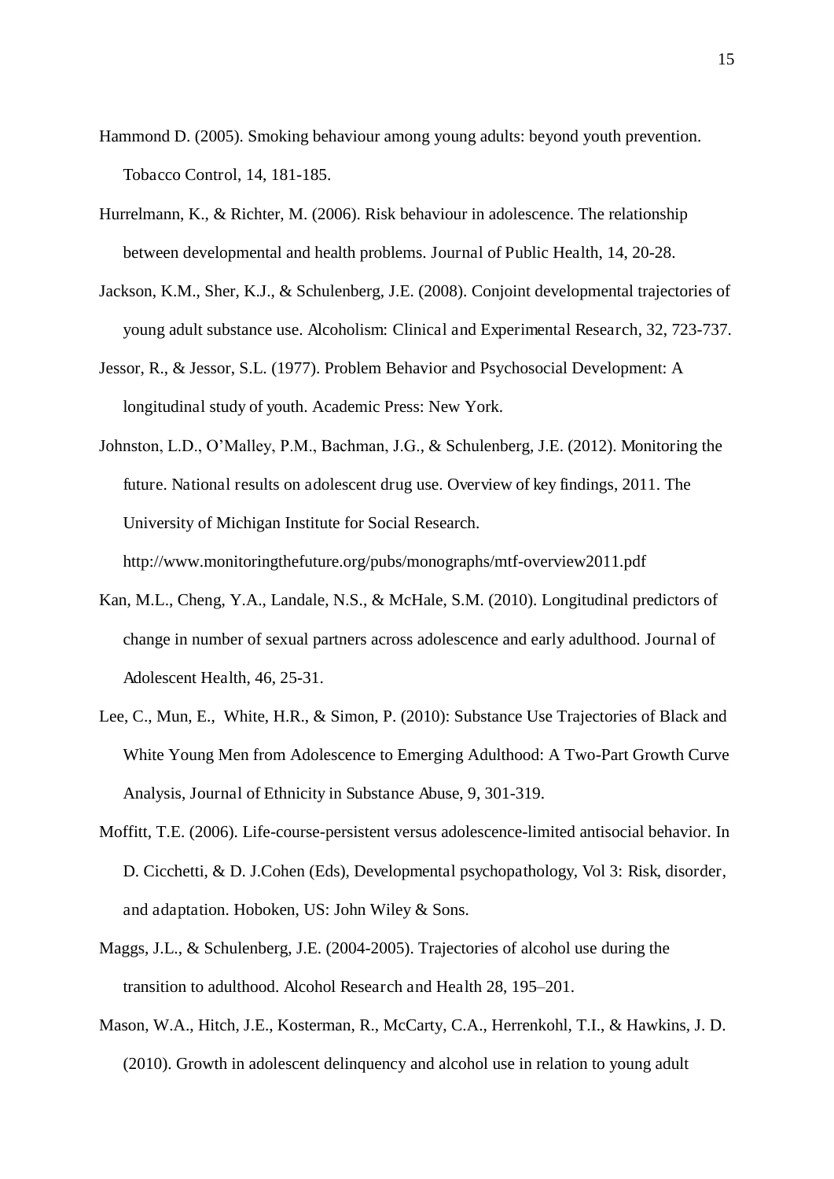Hammond D. (2005). Smoking behaviour among young adults: beyond youth prevention. Tobacco Control, 14, 181-185.

Hurrelmann, K., & Richter, M. (2006). Risk behaviour in adolescence. The relationship between developmental and health problems. Journal of Public Health, 14, 20-28.

Jackson, K.M., Sher, K.J., & Schulenberg, J.E. (2008). Conjoint developmental trajectories of young adult substance use. Alcoholism: Clinical and Experimental Research, 32, 723-737.

Jessor, R., & Jessor, S.L. (1977). Problem Behavior and Psychosocial Development: A longitudinal study of youth. Academic Press: New York.

Johnston, L.D., O'Malley, P.M., Bachman, J.G., & Schulenberg, J.E. (2012). Monitoring the future. National results on adolescent drug use. Overview of key findings, 2011. The University of Michigan Institute for Social Research. http://www.monitoringthefuture.org/pubs/monographs/mtf-overview2011.pdf

Kan, M.L., Cheng, Y.A., Landale, N.S., & McHale, S.M. (2010). Longitudinal predictors of change in number of sexual partners across adolescence and early adulthood. Journal of Adolescent Health, 46, 25-31.

Lee, C., Mun, E., White, H.R., & Simon, P. (2010): Substance Use Trajectories of Black and White Young Men from Adolescence to Emerging Adulthood: A Two-Part Growth Curve Analysis, Journal of Ethnicity in Substance Abuse, 9, 301-319.

Moffitt, T.E. (2006). Life-course-persistent versus adolescence-limited antisocial behavior. In D. Cicchetti, & D. J.Cohen (Eds), Developmental psychopathology, Vol 3: Risk, disorder, and adaptation. Hoboken, US: John Wiley & Sons.

Maggs, J.L., & Schulenberg, J.E. (2004-2005). Trajectories of alcohol use during the transition to adulthood. Alcohol Research and Health 28, 195–201.

Mason, W.A., Hitch, J.E., Kosterman, R., McCarty, C.A., Herrenkohl, T.I., & Hawkins, J. D. (2010). Growth in adolescent delinquency and alcohol use in relation to young adult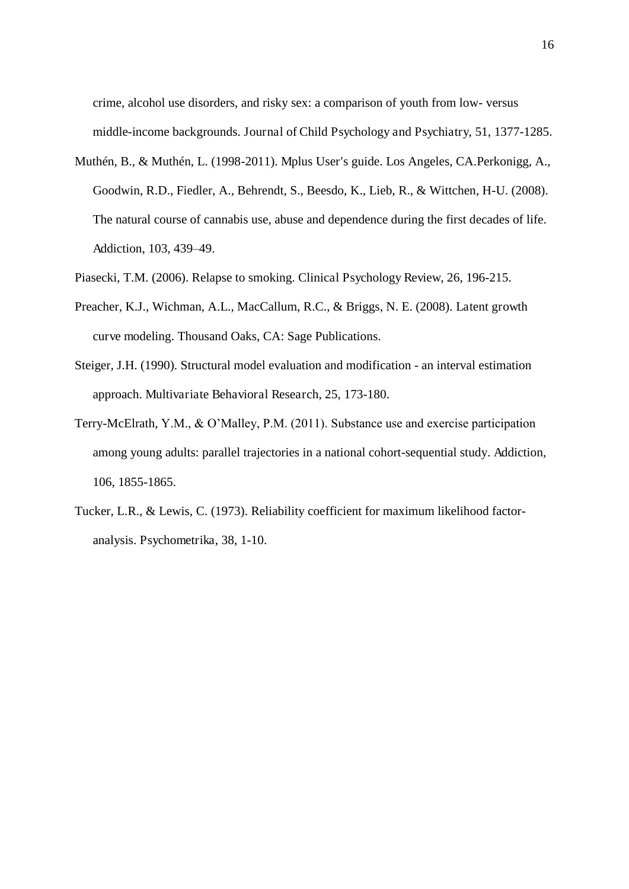crime, alcohol use disorders, and risky sex: a comparison of youth from low- versus middle-income backgrounds. Journal of Child Psychology and Psychiatry, 51, 1377-1285.

Muthén, B., & Muthén, L. (1998-2011). Mplus User's guide. Los Angeles, CA.Perkonigg, A., Goodwin, R.D., Fiedler, A., Behrendt, S., Beesdo, K., Lieb, R., & Wittchen, H-U. (2008). The natural course of cannabis use, abuse and dependence during the first decades of life. Addiction, 103, 439–49.

Piasecki, T.M. (2006). Relapse to smoking. Clinical Psychology Review, 26, 196-215.

Preacher, K.J., Wichman, A.L., MacCallum, R.C., & Briggs, N. E. (2008). Latent growth curve modeling. Thousand Oaks, CA: Sage Publications.

Steiger, J.H. (1990). Structural model evaluation and modification - an interval estimation approach. Multivariate Behavioral Research, 25, 173-180.

Terry-McElrath, Y.M., & O'Malley, P.M. (2011). Substance use and exercise participation among young adults: parallel trajectories in a national cohort-sequential study. Addiction, 106, 1855-1865.

Tucker, L.R., & Lewis, C. (1973). Reliability coefficient for maximum likelihood factor-analysis. Psychometrika, 38, 1-10.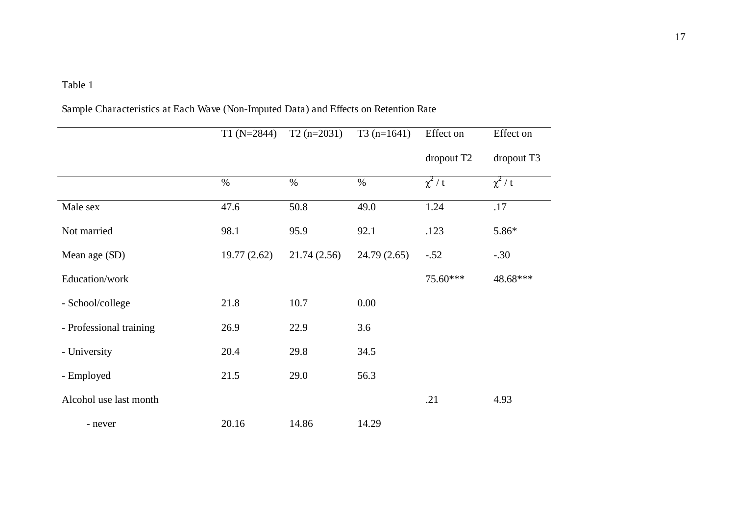Table 1

Sample Characteristics at Each Wave (Non-Imputed Data) and Effects on Retention Rate

| | T1 (N=2844) | T2 (n=2031) | T3 (n=1641) | Effect on dropout T2 | Effect on dropout T3 |
|---|---|---|---|---|---|
| | % | % | % | $\chi^2$ / t | $\chi^2$ / t |
| Male sex | 47.6 | 50.8 | 49.0 | 1.24 | .17 |
| Not married | 98.1 | 95.9 | 92.1 | .123 | 5.86* |
| Mean age (SD) | 19.77 (2.62) | 21.74 (2.56) | 24.79 (2.65) | -.52 | -.30 |
| Education/work | | | | 75.60*** | 48.68*** |
| - School/college | 21.8 | 10.7 | 0.00 | | |
| - Professional training | 26.9 | 22.9 | 3.6 | | |
| - University | 20.4 | 29.8 | 34.5 | | |
| - Employed | 21.5 | 29.0 | 56.3 | | |
| Alcohol use last month | | | | .21 | 4.93 |
| - never | 20.16 | 14.86 | 14.29 | | |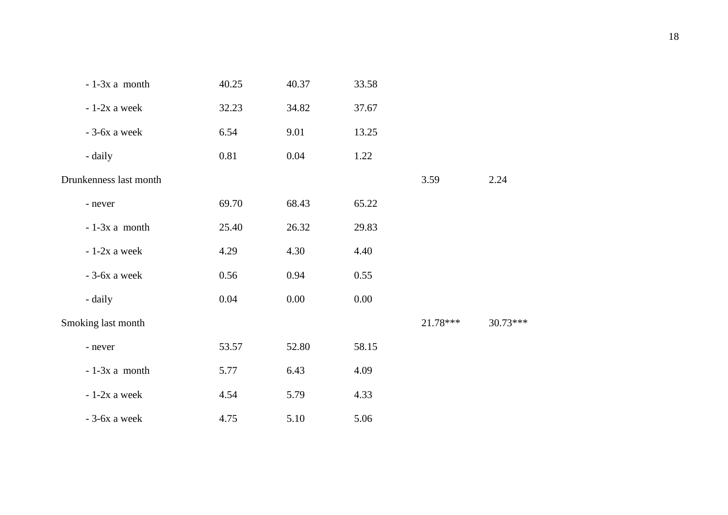| | | | | | |
|---|---|---|---|---|---|
| - 1-3x a month | 40.25 | 40.37 | 33.58 | | |
| - 1-2x a week | 32.23 | 34.82 | 37.67 | | |
| - 3-6x a week | 6.54 | 9.01 | 13.25 | | |
| - daily | 0.81 | 0.04 | 1.22 | | |
| Drunkenness last month | | | | 3.59 | 2.24 |
| - never | 69.70 | 68.43 | 65.22 | | |
| - 1-3x a month | 25.40 | 26.32 | 29.83 | | |
| - 1-2x a week | 4.29 | 4.30 | 4.40 | | |
| - 3-6x a week | 0.56 | 0.94 | 0.55 | | |
| - daily | 0.04 | 0.00 | 0.00 | | |
| Smoking last month | | | | 21.78*** | 30.73*** |
| - never | 53.57 | 52.80 | 58.15 | | |
| - 1-3x a month | 5.77 | 6.43 | 4.09 | | |
| - 1-2x a week | 4.54 | 5.79 | 4.33 | | |
| - 3-6x a week | 4.75 | 5.10 | 5.06 | | |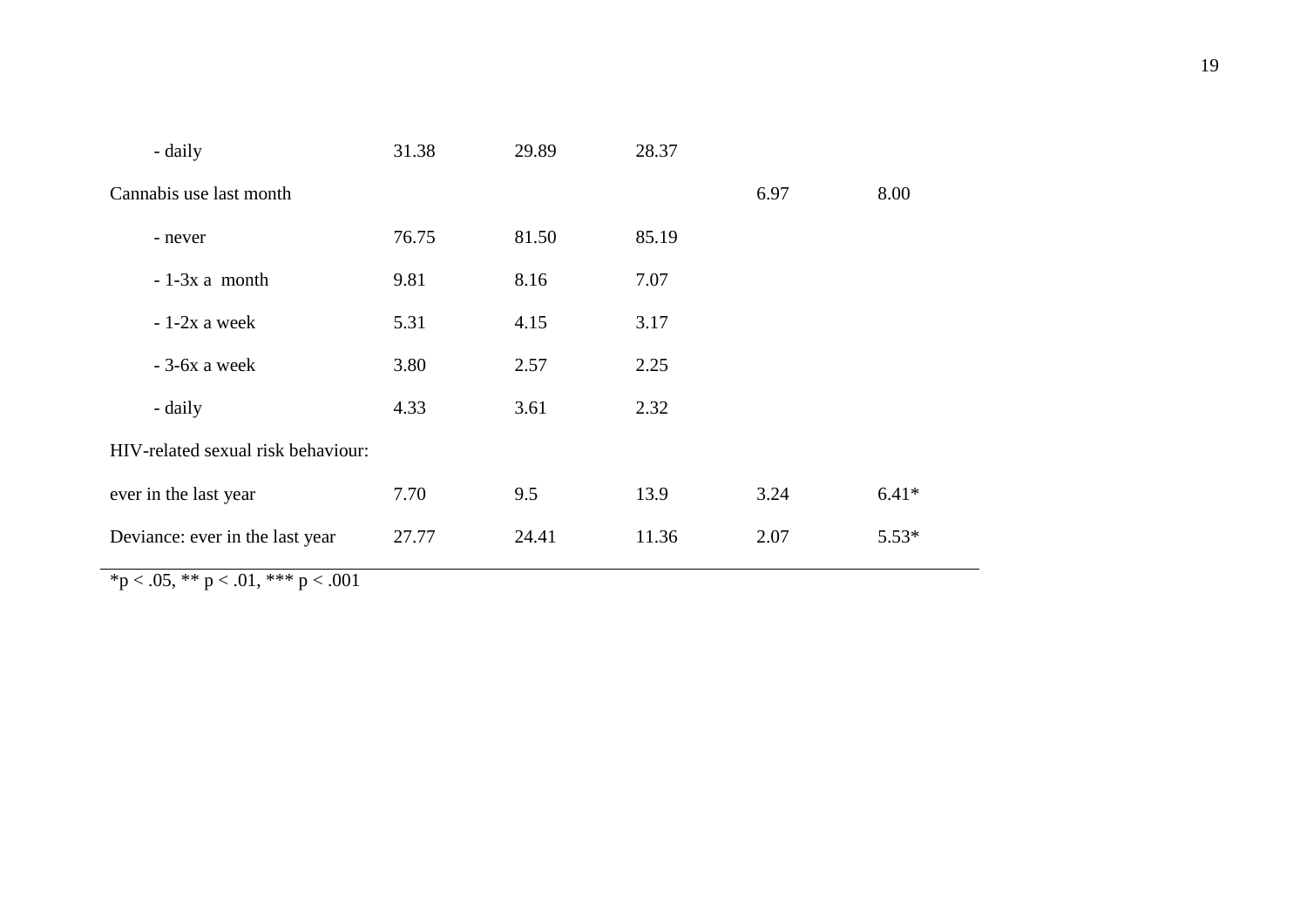|  |  |  |  |  |  |
|---|---|---|---|---|---|
| - daily | 31.38 | 29.89 | 28.37 |  |  |
| Cannabis use last month |  |  |  | 6.97 | 8.00 |
| - never | 76.75 | 81.50 | 85.19 |  |  |
| - 1-3x a month | 9.81 | 8.16 | 7.07 |  |  |
| - 1-2x a week | 5.31 | 4.15 | 3.17 |  |  |
| - 3-6x a week | 3.80 | 2.57 | 2.25 |  |  |
| - daily | 4.33 | 3.61 | 2.32 |  |  |
| HIV-related sexual risk behaviour: |  |  |  |  |  |
| ever in the last year | 7.70 | 9.5 | 13.9 | 3.24 | 6.41* |
| Deviance: ever in the last year | 27.77 | 24.41 | 11.36 | 2.07 | 5.53* |

*$p < .05$, ** $p < .01$, *** $p < .001$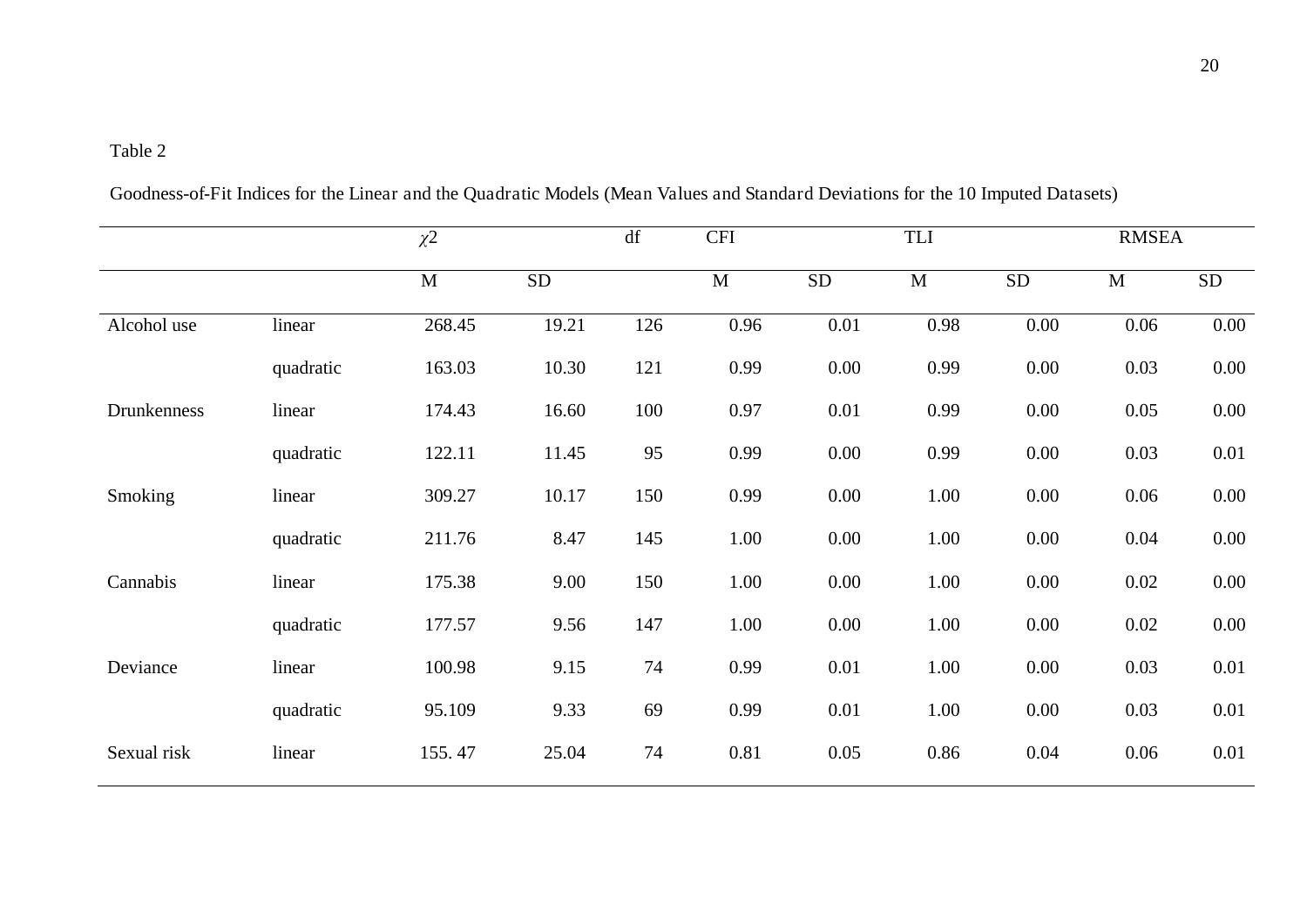Table 2

Goodness-of-Fit Indices for the Linear and the Quadratic Models (Mean Values and Standard Deviations for the 10 Imputed Datasets)

| | | $\chi 2$ | | df | CFI | | TLI | | RMSEA | |
|---|---|---|---|---|---|---|---|---|---|---|
| | | M | SD | | M | SD | M | SD | M | SD |
| Alcohol use | linear | 268.45 | 19.21 | 126 | 0.96 | 0.01 | 0.98 | 0.00 | 0.06 | 0.00 |
| | quadratic | 163.03 | 10.30 | 121 | 0.99 | 0.00 | 0.99 | 0.00 | 0.03 | 0.00 |
| Drunkenness | linear | 174.43 | 16.60 | 100 | 0.97 | 0.01 | 0.99 | 0.00 | 0.05 | 0.00 |
| | quadratic | 122.11 | 11.45 | 95 | 0.99 | 0.00 | 0.99 | 0.00 | 0.03 | 0.01 |
| Smoking | linear | 309.27 | 10.17 | 150 | 0.99 | 0.00 | 1.00 | 0.00 | 0.06 | 0.00 |
| | quadratic | 211.76 | 8.47 | 145 | 1.00 | 0.00 | 1.00 | 0.00 | 0.04 | 0.00 |
| Cannabis | linear | 175.38 | 9.00 | 150 | 1.00 | 0.00 | 1.00 | 0.00 | 0.02 | 0.00 |
| | quadratic | 177.57 | 9.56 | 147 | 1.00 | 0.00 | 1.00 | 0.00 | 0.02 | 0.00 |
| Deviance | linear | 100.98 | 9.15 | 74 | 0.99 | 0.01 | 1.00 | 0.00 | 0.03 | 0.01 |
| | quadratic | 95.109 | 9.33 | 69 | 0.99 | 0.01 | 1.00 | 0.00 | 0.03 | 0.01 |
| Sexual risk | linear | 155. 47 | 25.04 | 74 | 0.81 | 0.05 | 0.86 | 0.04 | 0.06 | 0.01 |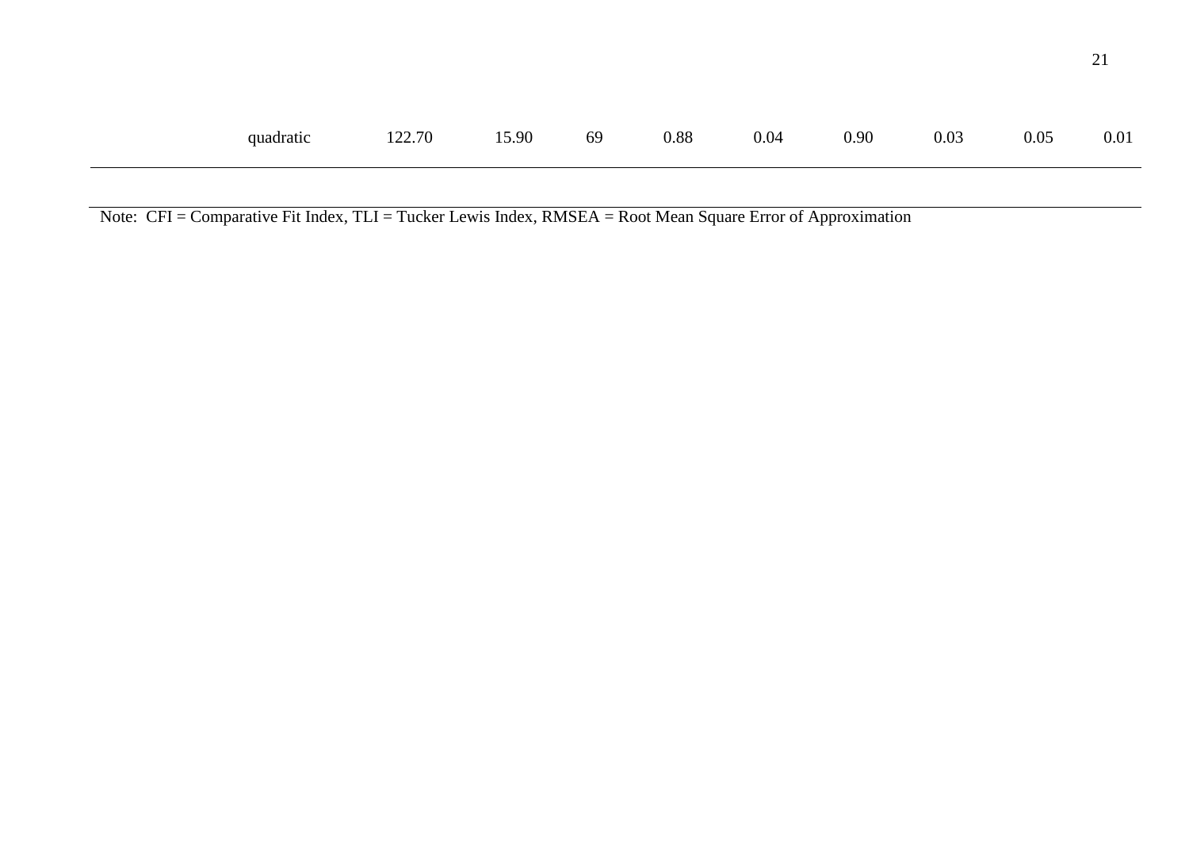| | | | | | | | | | | |
|---|---|---|---|---|---|---|---|---|---|---|
| | quadratic | 122.70 | 15.90 | 69 | 0.88 | 0.04 | 0.90 | 0.03 | 0.05 | 0.01 |

Note: CFI = Comparative Fit Index, TLI = Tucker Lewis Index, RMSEA = Root Mean Square Error of Approximation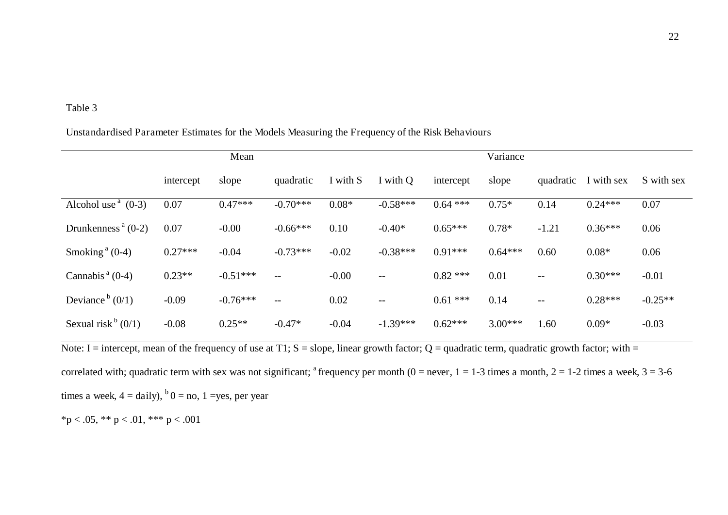Table 3

Unstandardised Parameter Estimates for the Models Measuring the Frequency of the Risk Behaviours

| | Mean | | | | | Variance | | | | |
|---|---|---|---|---|---|---|---|---|---|---|
| | intercept | slope | quadratic | I with S | I with Q | intercept | slope | quadratic | I with sex | S with sex |
| Alcohol use [a] (0-3) | 0.07 | 0.47*** | -0.70*** | 0.08* | -0.58*** | 0.64 *** | 0.75* | 0.14 | 0.24*** | 0.07 |
| Drunkenness [a] (0-2) | 0.07 | -0.00 | -0.66*** | 0.10 | -0.40* | 0.65*** | 0.78* | -1.21 | 0.36*** | 0.06 |
| Smoking [a] (0-4) | 0.27*** | -0.04 | -0.73*** | -0.02 | -0.38*** | 0.91*** | 0.64*** | 0.60 | 0.08* | 0.06 |
| Cannabis [a] (0-4) | 0.23** | -0.51*** | -- | -0.00 | -- | 0.82 *** | 0.01 | -- | 0.30*** | -0.01 |
| Deviance [b] (0/1) | -0.09 | -0.76*** | -- | 0.02 | -- | 0.61 *** | 0.14 | -- | 0.28*** | -0.25** |
| Sexual risk [b] (0/1) | -0.08 | 0.25** | -0.47* | -0.04 | -1.39*** | 0.62*** | 3.00*** | 1.60 | 0.09* | -0.03 |

Note: I = intercept, mean of the frequency of use at T1; S = slope, linear growth factor; Q = quadratic term, quadratic growth factor; with = correlated with; quadratic term with sex was not significant; [a] frequency per month (0 = never, 1 = 1-3 times a month, 2 = 1-2 times a week, 3 = 3-6 times a week, 4 = daily), [b] 0 = no, 1 =yes, per year

*$p < .05$, ** $p < .01$, *** $p < .001$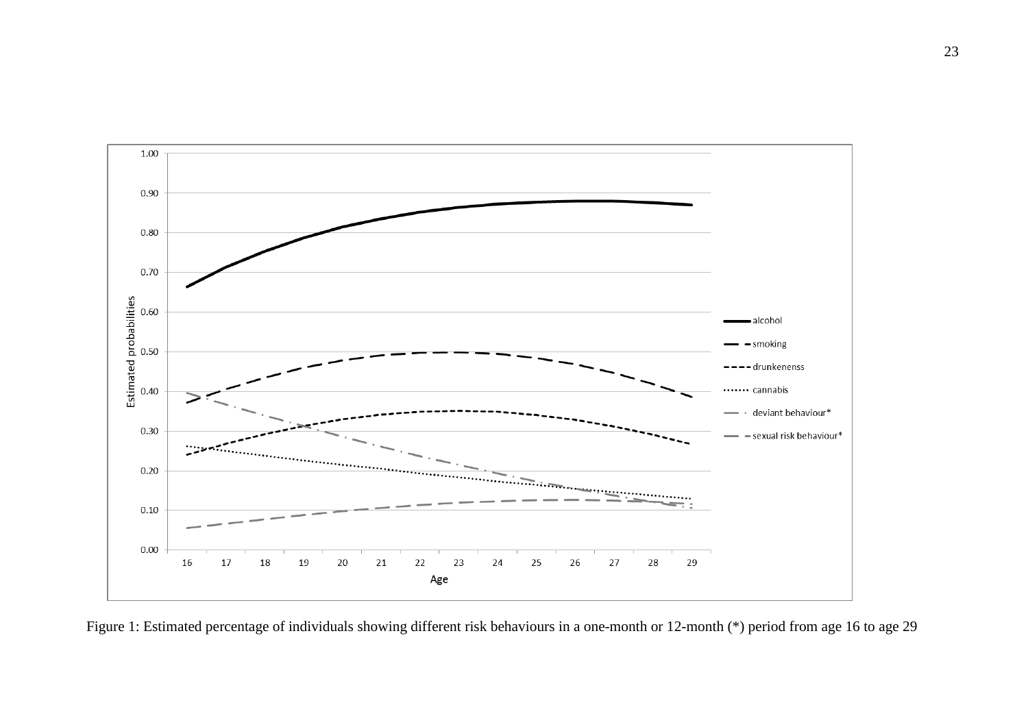1.00
0.90
0.80
0.70
0.60
0.50
0.40
0.30
0.20
0.10
0.00

Estimated probabilities

16 17 18 19 20 21 22 23 24 25 26 27 28 29

Age

alcohol
smoking
drunkenenss
cannabis
deviant behaviour*
sexual risk behaviour*

Figure 1: Estimated percentage of individuals showing different risk behaviours in a one-month or 12-month (*) period from age 16 to age 29